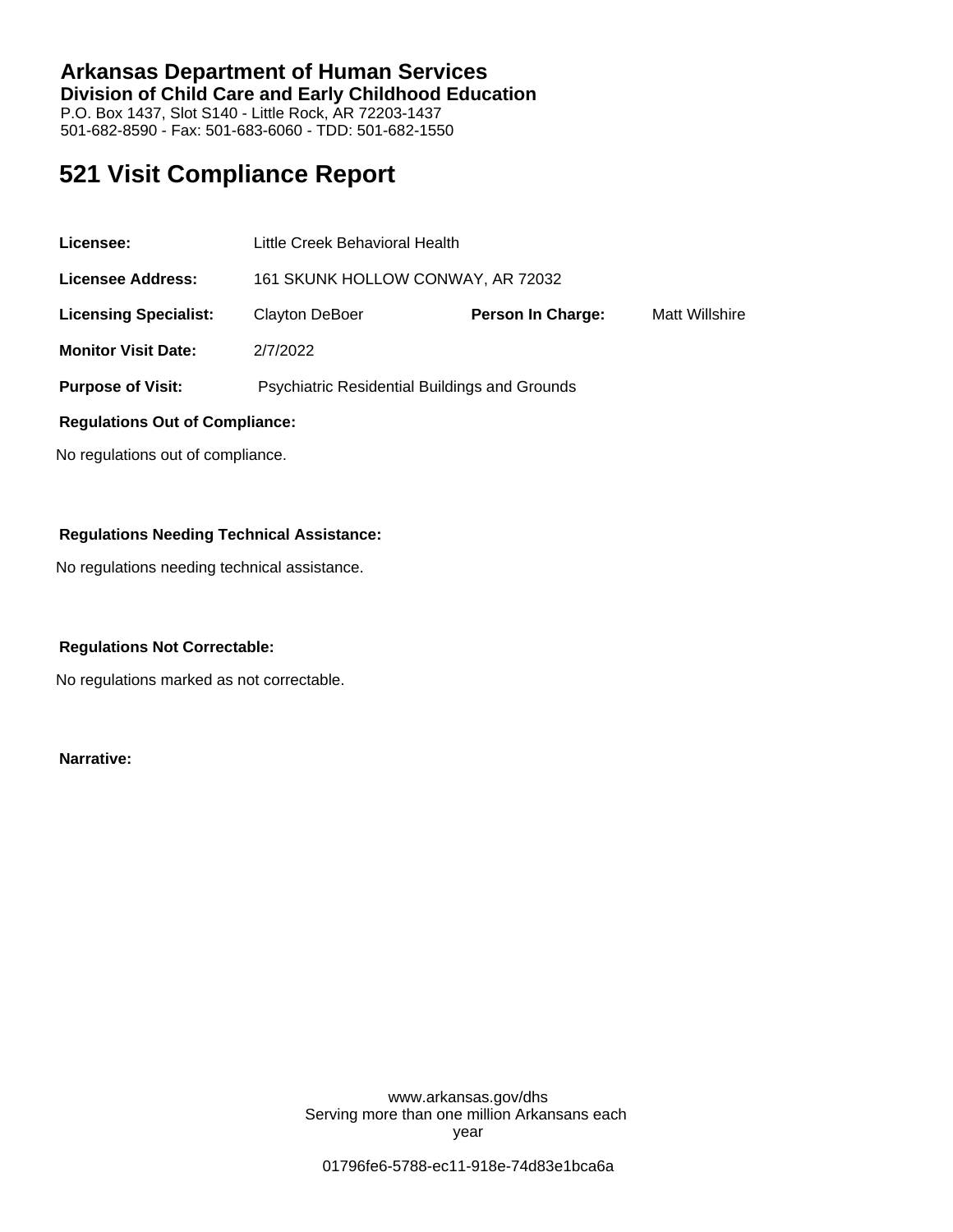# Arkansas Department of Human Services

**Division of Child Care and Early Childhood Education**

P.O. Box 1437, Slot S140 - Little Rock, AR 72203-1437
501-682-8590 - Fax: 501-683-6060 - TDD: 501-682-1550

## 521 Visit Compliance Report

**Licensee:** Little Creek Behavioral Health

**Licensee Address:** 161 SKUNK HOLLOW CONWAY, AR 72032

**Licensing Specialist:** Clayton DeBoer **Person In Charge:** Matt Willshire

**Monitor Visit Date:** 2/7/2022

**Purpose of Visit:** Psychiatric Residential Buildings and Grounds

**Regulations Out of Compliance:**

No regulations out of compliance.

**Regulations Needing Technical Assistance:**

No regulations needing technical assistance.

**Regulations Not Correctable:**

No regulations marked as not correctable.

**Narrative:**

www.arkansas.gov/dhs
Serving more than one million Arkansans each year

01796fe6-5788-ec11-918e-74d83e1bca6a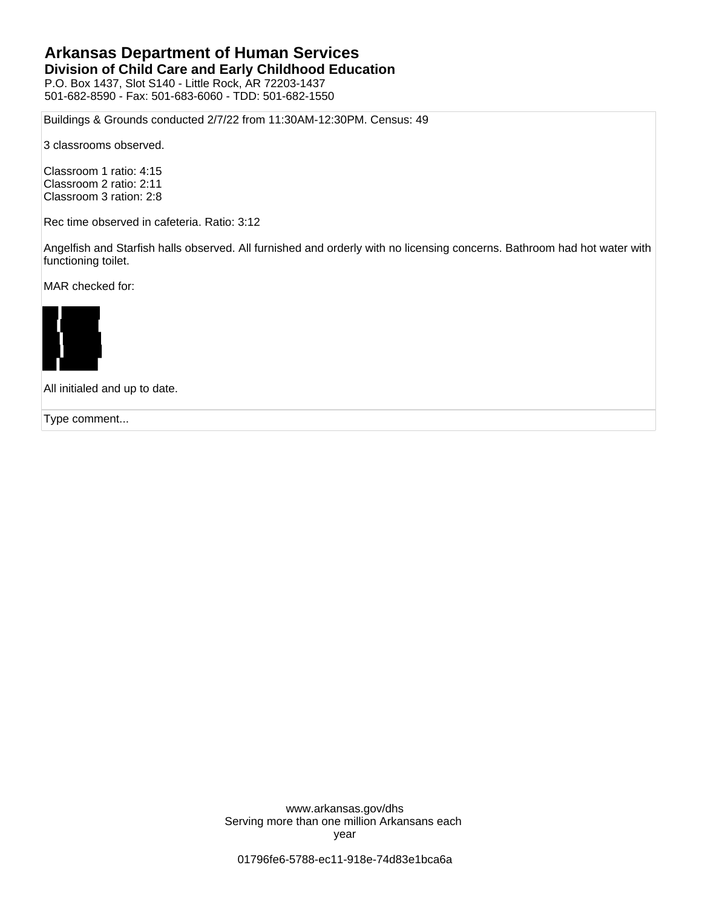# Arkansas Department of Human Services

## Division of Child Care and Early Childhood Education

P.O. Box 1437, Slot S140 - Little Rock, AR 72203-1437
501-682-8590 - Fax: 501-683-6060 - TDD: 501-682-1550

Buildings & Grounds conducted 2/7/22 from 11:30AM-12:30PM. Census: 49

3 classrooms observed.

Classroom 1 ratio: 4:15
Classroom 2 ratio: 2:11
Classroom 3 ration: 2:8

Rec time observed in cafeteria. Ratio: 3:12

Angelfish and Starfish halls observed. All furnished and orderly with no licensing concerns. Bathroom had hot water with functioning toilet.

MAR checked for:

[REDACTED]

All initialed and up to date.

Type comment...

www.arkansas.gov/dhs
Serving more than one million Arkansans each year

01796fe6-5788-ec11-918e-74d83e1bca6a